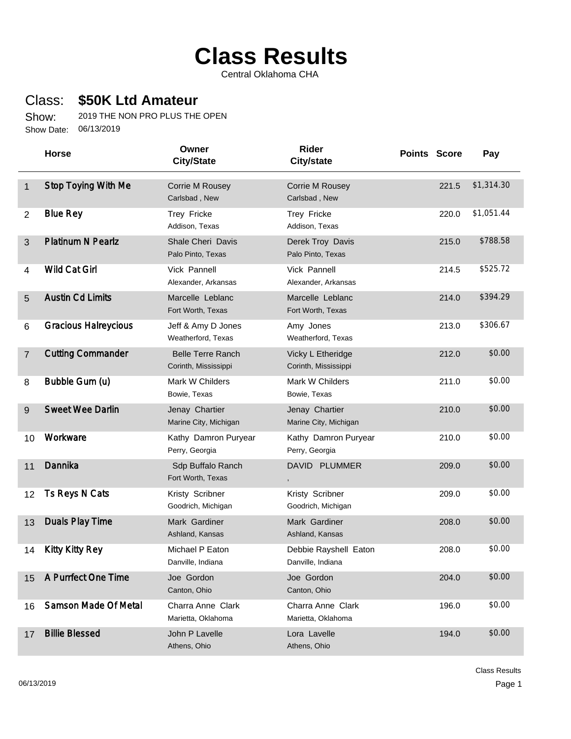# Class Results

Central Oklahoma CHA

## Class: $50K Ltd Amateur

Show: 2019 THE NON PRO PLUS THE OPEN

Show Date: 06/13/2019

| | Horse | Owner City/State | Rider City/state | Points | Score | Pay |
|---|---|---|---|---|---|---|
| 1 | Stop Toying With Me | Corrie M Rousey<br>Carlsbad , New | Corrie M Rousey<br>Carlsbad , New | | 221.5 | $1,314.30 |
| 2 | Blue Rey | Trey Fricke<br>Addison, Texas | Trey Fricke<br>Addison, Texas | | 220.0 | $1,051.44 |
| 3 | Platinum N Pearlz | Shale Cheri Davis<br>Palo Pinto, Texas | Derek Troy Davis<br>Palo Pinto, Texas | | 215.0 | $788.58 |
| 4 | Wild Cat Girl | Vick Pannell<br>Alexander, Arkansas | Vick Pannell<br>Alexander, Arkansas | | 214.5 | $525.72 |
| 5 | Austin Cd Limits | Marcelle Leblanc<br>Fort Worth, Texas | Marcelle Leblanc<br>Fort Worth, Texas | | 214.0 | $394.29 |
| 6 | Gracious Halreycious | Jeff & Amy D Jones<br>Weatherford, Texas | Amy Jones<br>Weatherford, Texas | | 213.0 | $306.67 |
| 7 | Cutting Commander | Belle Terre Ranch<br>Corinth, Mississippi | Vicky L Etheridge<br>Corinth, Mississippi | | 212.0 | $0.00 |
| 8 | Bubble Gum (u) | Mark W Childers<br>Bowie, Texas | Mark W Childers<br>Bowie, Texas | | 211.0 | $0.00 |
| 9 | Sweet Wee Darlin | Jenay Chartier<br>Marine City, Michigan | Jenay Chartier<br>Marine City, Michigan | | 210.0 | $0.00 |
| 10 | Workware | Kathy Damron Puryear<br>Perry, Georgia | Kathy Damron Puryear<br>Perry, Georgia | | 210.0 | $0.00 |
| 11 | Dannika | Sdp Buffalo Ranch<br>Fort Worth, Texas | DAVID PLUMMER<br>, | | 209.0 | $0.00 |
| 12 | Ts Reys N Cats | Kristy Scribner<br>Goodrich, Michigan | Kristy Scribner<br>Goodrich, Michigan | | 209.0 | $0.00 |
| 13 | Duals Play Time | Mark Gardiner<br>Ashland, Kansas | Mark Gardiner<br>Ashland, Kansas | | 208.0 | $0.00 |
| 14 | Kitty Kitty Rey | Michael P Eaton<br>Danville, Indiana | Debbie Rayshell Eaton<br>Danville, Indiana | | 208.0 | $0.00 |
| 15 | A Purrfect One Time | Joe Gordon<br>Canton, Ohio | Joe Gordon<br>Canton, Ohio | | 204.0 | $0.00 |
| 16 | Samson Made Of Metal | Charra Anne Clark<br>Marietta, Oklahoma | Charra Anne Clark<br>Marietta, Oklahoma | | 196.0 | $0.00 |
| 17 | Billie Blessed | John P Lavelle<br>Athens, Ohio | Lora Lavelle<br>Athens, Ohio | | 194.0 | $0.00 |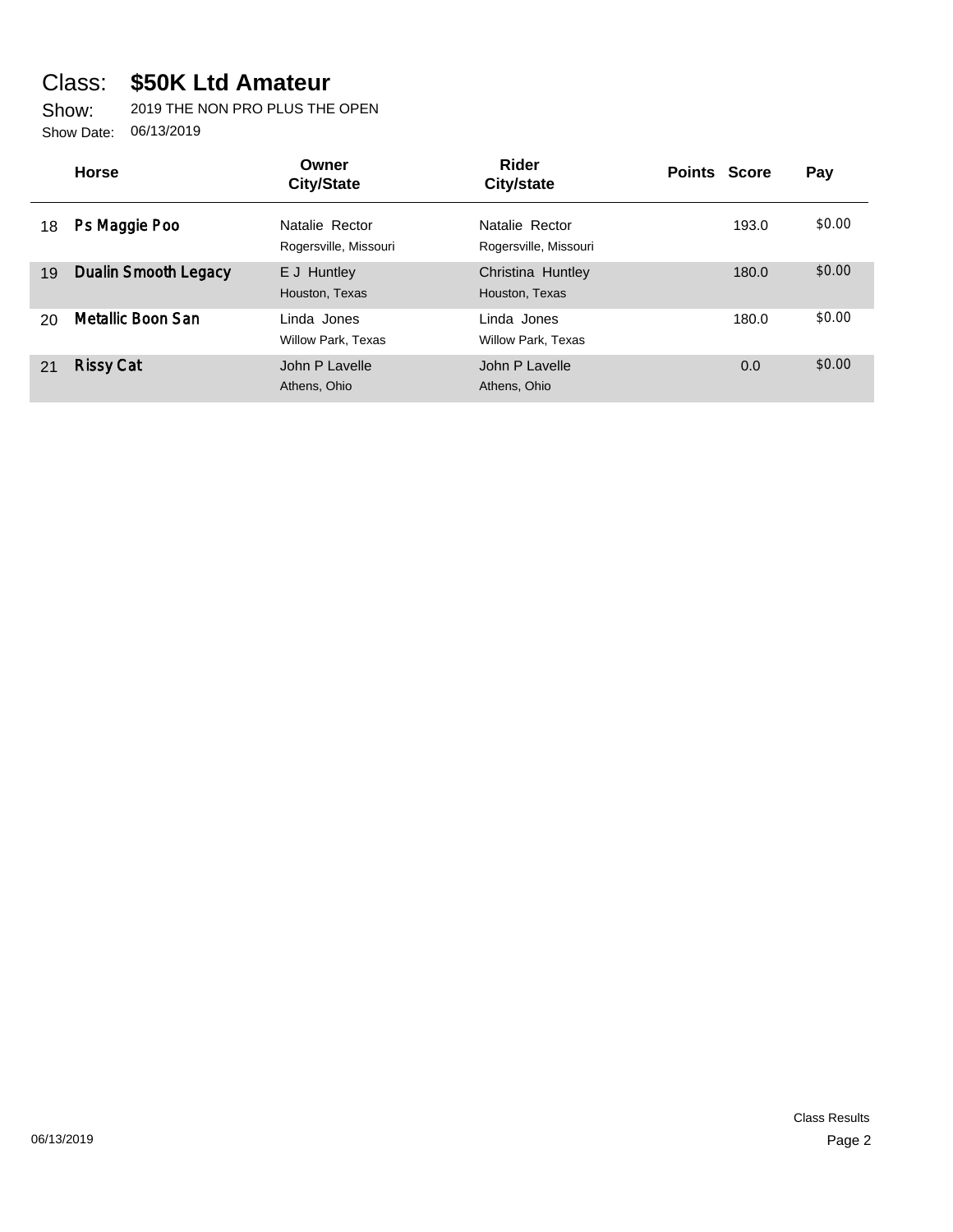# Class: **$50K Ltd Amateur**

Show: 2019 THE NON PRO PLUS THE OPEN

Show Date: 06/13/2019

| | Horse | Owner City/State | Rider City/state | Points | Score | Pay |
|---|---|---|---|---|---|---|
| 18 | Ps Maggie Poo | Natalie Rector<br>Rogersville, Missouri | Natalie Rector<br>Rogersville, Missouri | | 193.0 | $0.00 |
| 19 | Dualin Smooth Legacy | E J Huntley<br>Houston, Texas | Christina Huntley<br>Houston, Texas | | 180.0 | $0.00 |
| 20 | Metallic Boon San | Linda Jones<br>Willow Park, Texas | Linda Jones<br>Willow Park, Texas | | 180.0 | $0.00 |
| 21 | Rissy Cat | John P Lavelle<br>Athens, Ohio | John P Lavelle<br>Athens, Ohio | | 0.0 | $0.00 |